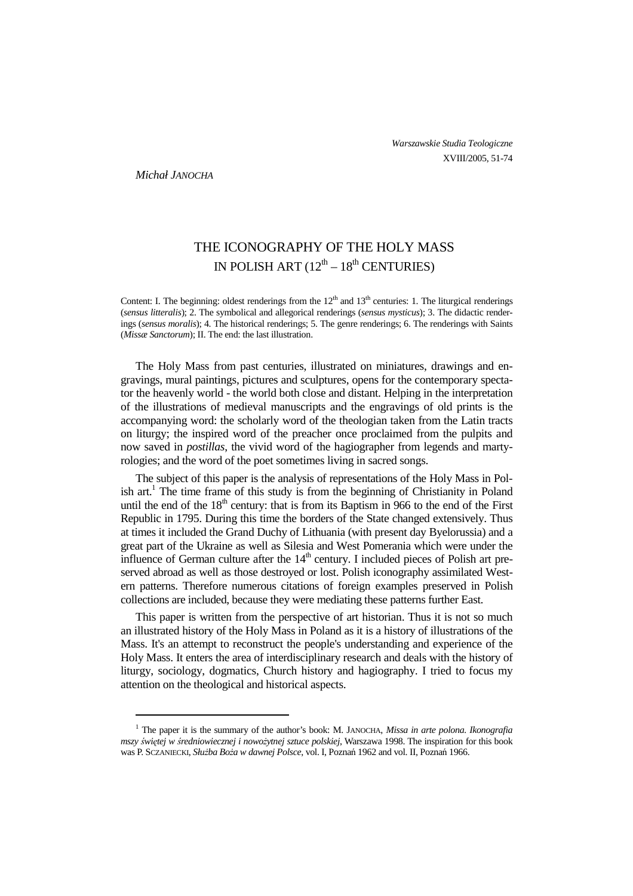Michał JANOCHA

# THE ICONOGRAPHY OF THE HOLY MASS IN POLISH ART ($12^{th}$ – $18^{th}$ CENTURIES)

Content: I. The beginning: oldest renderings from the $12^{th}$ and $13^{th}$ centuries: 1. The liturgical renderings (*sensus litteralis*); 2. The symbolical and allegorical renderings (*sensus mysticus*); 3. The didactic renderings (*sensus moralis*); 4. The historical renderings; 5. The genre renderings; 6. The renderings with Saints (*Missæ Sanctorum*); II. The end: the last illustration.

The Holy Mass from past centuries, illustrated on miniatures, drawings and engravings, mural paintings, pictures and sculptures, opens for the contemporary spectator the heavenly world - the world both close and distant. Helping in the interpretation of the illustrations of medieval manuscripts and the engravings of old prints is the accompanying word: the scholarly word of the theologian taken from the Latin tracts on liturgy; the inspired word of the preacher once proclaimed from the pulpits and now saved in *postillas*, the vivid word of the hagiographer from legends and martyrologies; and the word of the poet sometimes living in sacred songs.

The subject of this paper is the analysis of representations of the Holy Mass in Polish art.[1] The time frame of this study is from the beginning of Christianity in Poland until the end of the $18^{th}$ century: that is from its Baptism in 966 to the end of the First Republic in 1795. During this time the borders of the State changed extensively. Thus at times it included the Grand Duchy of Lithuania (with present day Byelorussia) and a great part of the Ukraine as well as Silesia and West Pomerania which were under the influence of German culture after the $14^{th}$ century. I included pieces of Polish art preserved abroad as well as those destroyed or lost. Polish iconography assimilated Western patterns. Therefore numerous citations of foreign examples preserved in Polish collections are included, because they were mediating these patterns further East.

This paper is written from the perspective of art historian. Thus it is not so much an illustrated history of the Holy Mass in Poland as it is a history of illustrations of the Mass. It's an attempt to reconstruct the people's understanding and experience of the Holy Mass. It enters the area of interdisciplinary research and deals with the history of liturgy, sociology, dogmatics, Church history and hagiography. I tried to focus my attention on the theological and historical aspects.

[1] The paper it is the summary of the author's book: M. JANOCHA, *Missa in arte polona. Ikonografia mszy świętej w średniowiecznej i nowożytnej sztuce polskiej*, Warszawa 1998. The inspiration for this book was P. SCZANIECKI, *Służba Boża w dawnej Polsce*, vol. I, Poznań 1962 and vol. II, Poznań 1966.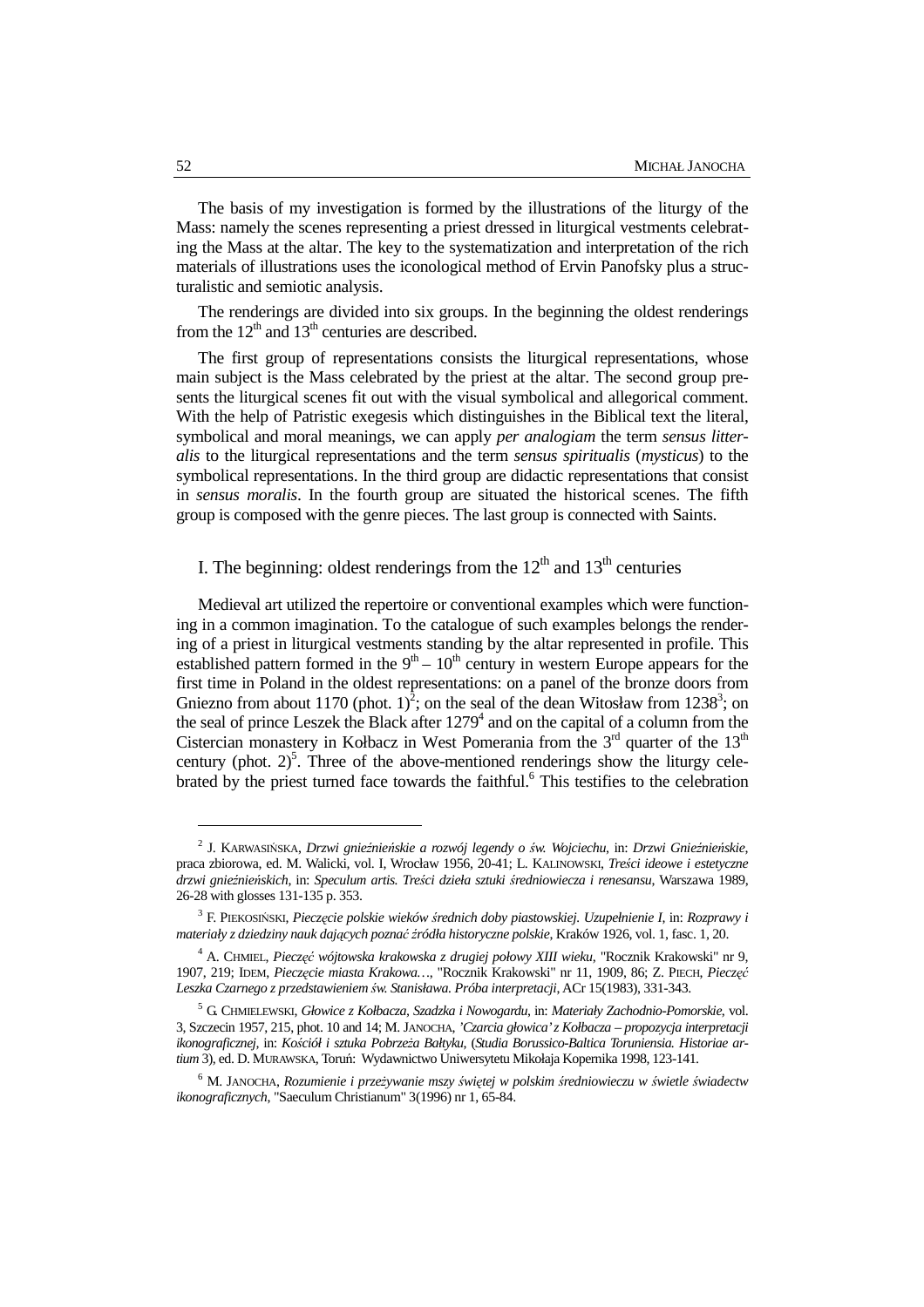The basis of my investigation is formed by the illustrations of the liturgy of the Mass: namely the scenes representing a priest dressed in liturgical vestments celebrating the Mass at the altar. The key to the systematization and interpretation of the rich materials of illustrations uses the iconological method of Ervin Panofsky plus a structuralistic and semiotic analysis.

The renderings are divided into six groups. In the beginning the oldest renderings from the 12th and 13th centuries are described.

The first group of representations consists the liturgical representations, whose main subject is the Mass celebrated by the priest at the altar. The second group presents the liturgical scenes fit out with the visual symbolical and allegorical comment. With the help of Patristic exegesis which distinguishes in the Biblical text the literal, symbolical and moral meanings, we can apply *per analogiam* the term *sensus litteralis* to the liturgical representations and the term *sensus spiritualis* (*mysticus*) to the symbolical representations. In the third group are didactic representations that consist in *sensus moralis*. In the fourth group are situated the historical scenes. The fifth group is composed with the genre pieces. The last group is connected with Saints.

## I. The beginning: oldest renderings from the 12th and 13th centuries

Medieval art utilized the repertoire or conventional examples which were functioning in a common imagination. To the catalogue of such examples belongs the rendering of a priest in liturgical vestments standing by the altar represented in profile. This established pattern formed in the 9th – 10th century in western Europe appears for the first time in Poland in the oldest representations: on a panel of the bronze doors from Gniezno from about 1170 (phot. 1)[2]; on the seal of the dean Witosław from 1238[3]; on the seal of prince Leszek the Black after 1279[4] and on the capital of a column from the Cistercian monastery in Kołbacz in West Pomerania from the 3rd quarter of the 13th century (phot. 2)[5]. Three of the above-mentioned renderings show the liturgy celebrated by the priest turned face towards the faithful.[6] This testifies to the celebration

---

[2] J. Karwasińska, *Drzwi gnieźnieńskie a rozwój legendy o św. Wojciechu*, in: *Drzwi Gnieźnieńskie*, praca zbiorowa, ed. M. Walicki, vol. I, Wrocław 1956, 20-41; L. Kalinowski, *Treści ideowe i estetyczne drzwi gnieźnieńskich*, in: *Speculum artis. Treści dzieła sztuki średniowiecza i renesansu*, Warszawa 1989, 26-28 with glosses 131-135 p. 353.

[3] F. Piekosiński, *Pieczęcie polskie wieków średnich doby piastowskiej. Uzupełnienie I*, in: *Rozprawy i materiały z dziedziny nauk dających poznać źródła historyczne polskie*, Kraków 1926, vol. 1, fasc. 1, 20.

[4] A. Chmiel, *Pieczęć wójtowska krakowska z drugiej połowy XIII wieku*, "Rocznik Krakowski" nr 9, 1907, 219; Idem, *Pieczęcie miasta Krakowa…*, "Rocznik Krakowski" nr 11, 1909, 86; Z. Piech, *Pieczęć Leszka Czarnego z przedstawieniem św. Stanisława. Próba interpretacji*, ACr 15(1983), 331-343.

[5] G. Chmielewski, *Głowice z Kołbacza, Szadzka i Nowogardu*, in: *Materiały Zachodnio-Pomorskie*, vol. 3, Szczecin 1957, 215, phot. 10 and 14; M. Janocha, *'Czarcia głowica' z Kołbacza – propozycja interpretacji ikonograficznej*, in: *Kościół i sztuka Pobrzeża Bałtyku*, (*Studia Borussico-Baltica Toruniensia. Historiae artium* 3), ed. D. Murawska, Toruń: Wydawnictwo Uniwersytetu Mikołaja Kopernika 1998, 123-141.

[6] M. Janocha, *Rozumienie i przeżywanie mszy świętej w polskim średniowieczu w świetle świadectw ikonograficznych*, "Saeculum Christianum" 3(1996) nr 1, 65-84.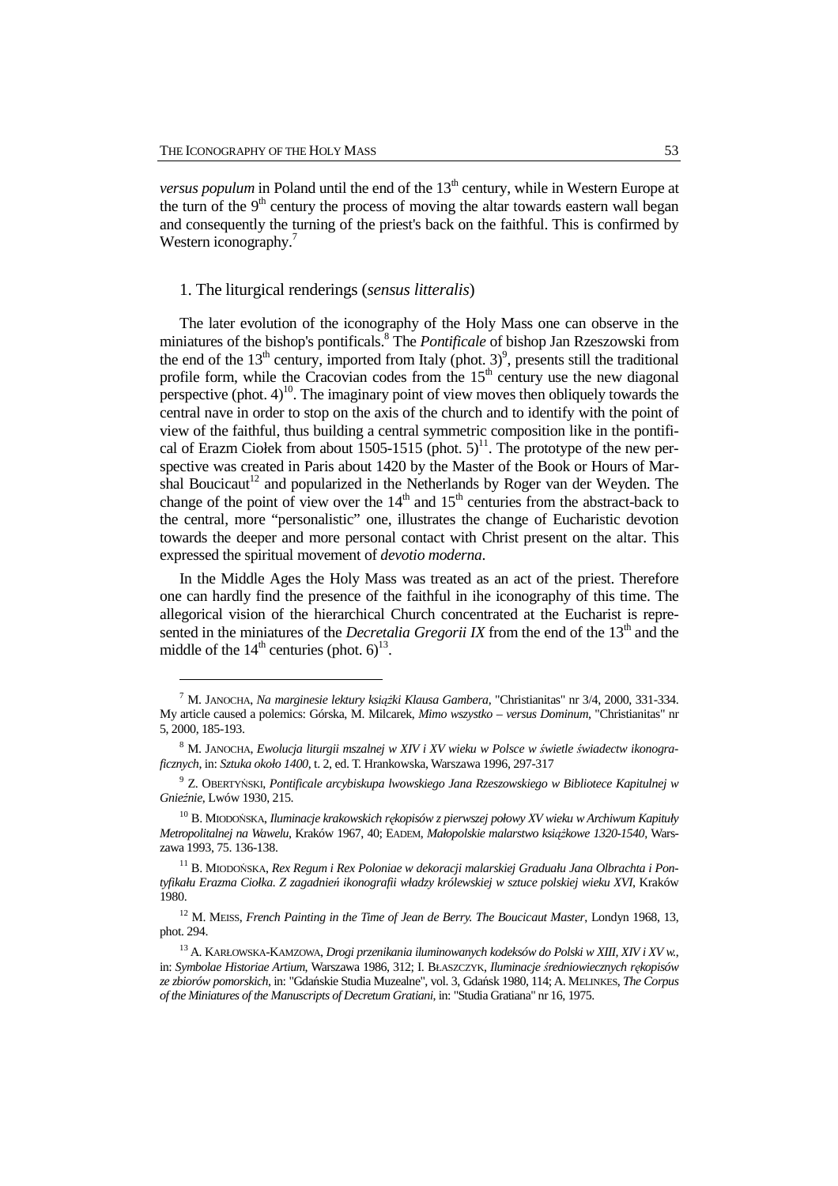*versus populum* in Poland until the end of the 13th century, while in Western Europe at the turn of the 9th century the process of moving the altar towards eastern wall began and consequently the turning of the priest's back on the faithful. This is confirmed by Western iconography.[7]

## 1. The liturgical renderings (*sensus litteralis*)

The later evolution of the iconography of the Holy Mass one can observe in the miniatures of the bishop's pontificals.[8] The *Pontificale* of bishop Jan Rzeszowski from the end of the 13th century, imported from Italy (phot. 3)[9], presents still the traditional profile form, while the Cracovian codes from the 15th century use the new diagonal perspective (phot. 4)[10]. The imaginary point of view moves then obliquely towards the central nave in order to stop on the axis of the church and to identify with the point of view of the faithful, thus building a central symmetric composition like in the pontifical of Erazm Ciołek from about 1505-1515 (phot. 5)[11]. The prototype of the new perspective was created in Paris about 1420 by the Master of the Book or Hours of Marshal Boucicaut[12] and popularized in the Netherlands by Roger van der Weyden. The change of the point of view over the 14th and 15th centuries from the abstract-back to the central, more "personalistic" one, illustrates the change of Eucharistic devotion towards the deeper and more personal contact with Christ present on the altar. This expressed the spiritual movement of *devotio moderna*.

In the Middle Ages the Holy Mass was treated as an act of the priest. Therefore one can hardly find the presence of the faithful in ihe iconography of this time. The allegorical vision of the hierarchical Church concentrated at the Eucharist is represented in the miniatures of the *Decretalia Gregorii IX* from the end of the 13th and the middle of the 14th centuries (phot. 6)[13].

---

[7] M. Janocha, *Na marginesie lektury książki Klausa Gambera*, "Christianitas" nr 3/4, 2000, 331-334. My article caused a polemics: Górska, M. Milcarek, *Mimo wszystko – versus Dominum*, "Christianitas" nr 5, 2000, 185-193.

[8] M. Janocha, *Ewolucja liturgii mszalnej w XIV i XV wieku w Polsce w świetle świadectw ikonograficznych*, in: *Sztuka około 1400*, t. 2, ed. T. Hrankowska, Warszawa 1996, 297-317

[9] Z. Obertyński, *Pontificale arcybiskupa lwowskiego Jana Rzeszowskiego w Bibliotece Kapitulnej w Gnieźnie*, Lwów 1930, 215.

[10] B. Miodońska, *Iluminacje krakowskich rękopisów z pierwszej połowy XV wieku w Archiwum Kapituły Metropolitalnej na Wawelu*, Kraków 1967, 40; Eadem, *Małopolskie malarstwo książkowe 1320-1540*, Warszawa 1993, 75. 136-138.

[11] B. Miodońska, *Rex Regum i Rex Poloniae w dekoracji malarskiej Graduału Jana Olbrachta i Pontyfikału Erazma Ciołka. Z zagadnień ikonografii władzy królewskiej w sztuce polskiej wieku XVI*, Kraków 1980.

[12] M. Meiss, *French Painting in the Time of Jean de Berry. The Boucicaut Master*, Londyn 1968, 13, phot. 294.

[13] A. Karłowska-Kamzowa, *Drogi przenikania iluminowanych kodeksów do Polski w XIII, XIV i XV w.*, in: *Symbolae Historiae Artium*, Warszawa 1986, 312; I. Błaszczyk, *Iluminacje średniowiecznych rękopisów ze zbiorów pomorskich*, in: "Gdańskie Studia Muzealne", vol. 3, Gdańsk 1980, 114; A. Melinkes, *The Corpus of the Miniatures of the Manuscripts of Decretum Gratiani*, in: "Studia Gratiana" nr 16, 1975.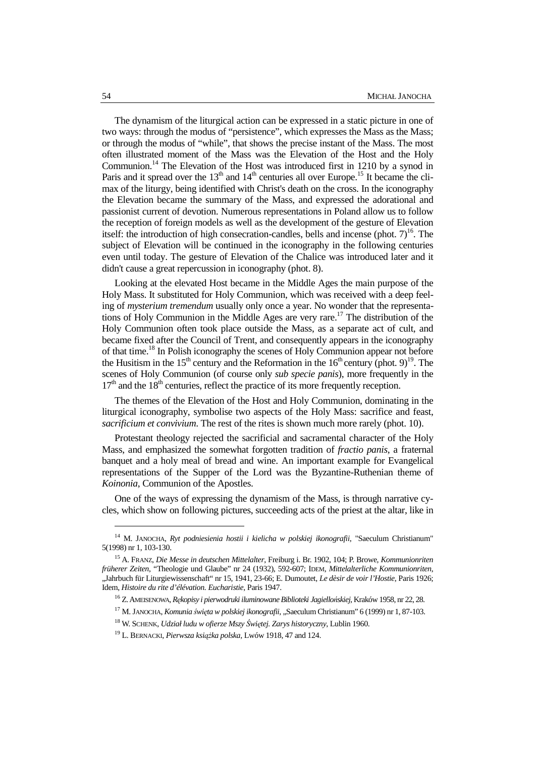The dynamism of the liturgical action can be expressed in a static picture in one of two ways: through the modus of "persistence", which expresses the Mass as the Mass; or through the modus of "while", that shows the precise instant of the Mass. The most often illustrated moment of the Mass was the Elevation of the Host and the Holy Communion.[14] The Elevation of the Host was introduced first in 1210 by a synod in Paris and it spread over the 13th and 14th centuries all over Europe.[15] It became the climax of the liturgy, being identified with Christ's death on the cross. In the iconography the Elevation became the summary of the Mass, and expressed the adorational and passionist current of devotion. Numerous representations in Poland allow us to follow the reception of foreign models as well as the development of the gesture of Elevation itself: the introduction of high consecration-candles, bells and incense (phot. 7)[16]. The subject of Elevation will be continued in the iconography in the following centuries even until today. The gesture of Elevation of the Chalice was introduced later and it didn't cause a great repercussion in iconography (phot. 8).

Looking at the elevated Host became in the Middle Ages the main purpose of the Holy Mass. It substituted for Holy Communion, which was received with a deep feeling of *mysterium tremendum* usually only once a year. No wonder that the representations of Holy Communion in the Middle Ages are very rare.[17] The distribution of the Holy Communion often took place outside the Mass, as a separate act of cult, and became fixed after the Council of Trent, and consequently appears in the iconography of that time.[18] In Polish iconography the scenes of Holy Communion appear not before the Husitism in the 15th century and the Reformation in the 16th century (phot. 9)[19]. The scenes of Holy Communion (of course only *sub specie panis*), more frequently in the 17th and the 18th centuries, reflect the practice of its more frequently reception.

The themes of the Elevation of the Host and Holy Communion, dominating in the liturgical iconography, symbolise two aspects of the Holy Mass: sacrifice and feast, *sacrificium et convivium*. The rest of the rites is shown much more rarely (phot. 10).

Protestant theology rejected the sacrificial and sacramental character of the Holy Mass, and emphasized the somewhat forgotten tradition of *fractio panis*, a fraternal banquet and a holy meal of bread and wine. An important example for Evangelical representations of the Supper of the Lord was the Byzantine-Ruthenian theme of *Koinonia*, Communion of the Apostles.

One of the ways of expressing the dynamism of the Mass, is through narrative cycles, which show on following pictures, succeeding acts of the priest at the altar, like in

---

[14] M. Janocha, *Ryt podniesienia hostii i kielicha w polskiej ikonografii*, "Saeculum Christianum" 5(1998) nr 1, 103-130.

[15] A. Franz, *Die Messe in deutschen Mittelalter*, Freiburg i. Br. 1902, 104; P. Browe, *Kommunionriten früherer Zeiten*, "Theologie und Glaube" nr 24 (1932), 592-607; Idem, *Mittelalterliche Kommunionriten*, „Jahrbuch für Liturgiewissenschaft" nr 15, 1941, 23-66; E. Dumoutet, *Le dèsir de voir l'Hostie*, Paris 1926; Idem, *Histoire du rite d'élévation. Eucharistie*, Paris 1947.

[16] Z. Ameisenowa, *Rękopisy i pierwodruki iluminowane Biblioteki Jagiellońskiej*, Kraków 1958, nr 22, 28.

[17] M. Janocha, *Komunia święta w polskiej ikonografii*, „Saeculum Christianum" 6 (1999) nr 1, 87-103.

[18] W. Schenk, *Udział ludu w ofierze Mszy Świętej. Zarys historyczny*, Lublin 1960.

[19] L. Bernacki, *Pierwsza książka polska*, Lwów 1918, 47 and 124.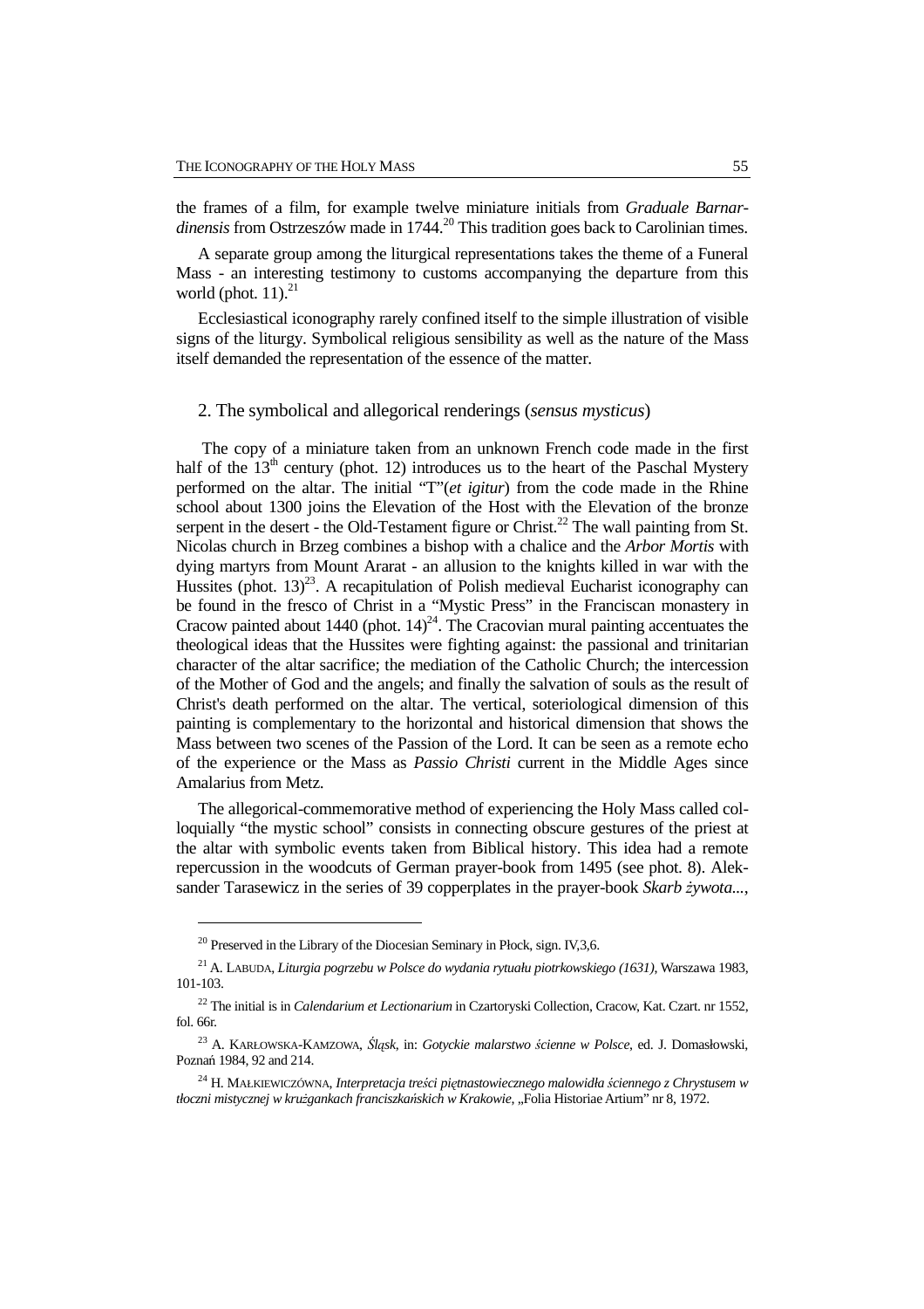the frames of a film, for example twelve miniature initials from *Graduale Barnardinensis* from Ostrzeszów made in 1744.[20] This tradition goes back to Carolinian times.

A separate group among the liturgical representations takes the theme of a Funeral Mass - an interesting testimony to customs accompanying the departure from this world (phot. 11).[21]

Ecclesiastical iconography rarely confined itself to the simple illustration of visible signs of the liturgy. Symbolical religious sensibility as well as the nature of the Mass itself demanded the representation of the essence of the matter.

## 2. The symbolical and allegorical renderings (*sensus mysticus*)

The copy of a miniature taken from an unknown French code made in the first half of the 13th century (phot. 12) introduces us to the heart of the Paschal Mystery performed on the altar. The initial "T"(*et igitur*) from the code made in the Rhine school about 1300 joins the Elevation of the Host with the Elevation of the bronze serpent in the desert - the Old-Testament figure or Christ.[22] The wall painting from St. Nicolas church in Brzeg combines a bishop with a chalice and the *Arbor Mortis* with dying martyrs from Mount Ararat - an allusion to the knights killed in war with the Hussites (phot. 13)[23]. A recapitulation of Polish medieval Eucharist iconography can be found in the fresco of Christ in a "Mystic Press" in the Franciscan monastery in Cracow painted about 1440 (phot. 14)[24]. The Cracovian mural painting accentuates the theological ideas that the Hussites were fighting against: the passional and trinitarian character of the altar sacrifice; the mediation of the Catholic Church; the intercession of the Mother of God and the angels; and finally the salvation of souls as the result of Christ's death performed on the altar. The vertical, soteriological dimension of this painting is complementary to the horizontal and historical dimension that shows the Mass between two scenes of the Passion of the Lord. It can be seen as a remote echo of the experience or the Mass as *Passio Christi* current in the Middle Ages since Amalarius from Metz.

The allegorical-commemorative method of experiencing the Holy Mass called colloquially "the mystic school" consists in connecting obscure gestures of the priest at the altar with symbolic events taken from Biblical history. This idea had a remote repercussion in the woodcuts of German prayer-book from 1495 (see phot. 8). Aleksander Tarasewicz in the series of 39 copperplates in the prayer-book *Skarb żywota...*,

---

[20] Preserved in the Library of the Diocesan Seminary in Płock, sign. IV,3,6.

[21] A. Labuda, *Liturgia pogrzebu w Polsce do wydania rytuału piotrkowskiego (1631)*, Warszawa 1983, 101-103.

[22] The initial is in *Calendarium et Lectionarium* in Czartoryski Collection, Cracow, Kat. Czart. nr 1552, fol. 66r.

[23] A. Karłowska-Kamzowa, *Śląsk*, in: *Gotyckie malarstwo ścienne w Polsce*, ed. J. Domasłowski, Poznań 1984, 92 and 214.

[24] H. Małkiewiczówna, *Interpretacja treści piętnastowiecznego malowidła ściennego z Chrystusem w tłoczni mistycznej w krużgankach franciszkańskich w Krakowie*, „Folia Historiae Artium" nr 8, 1972.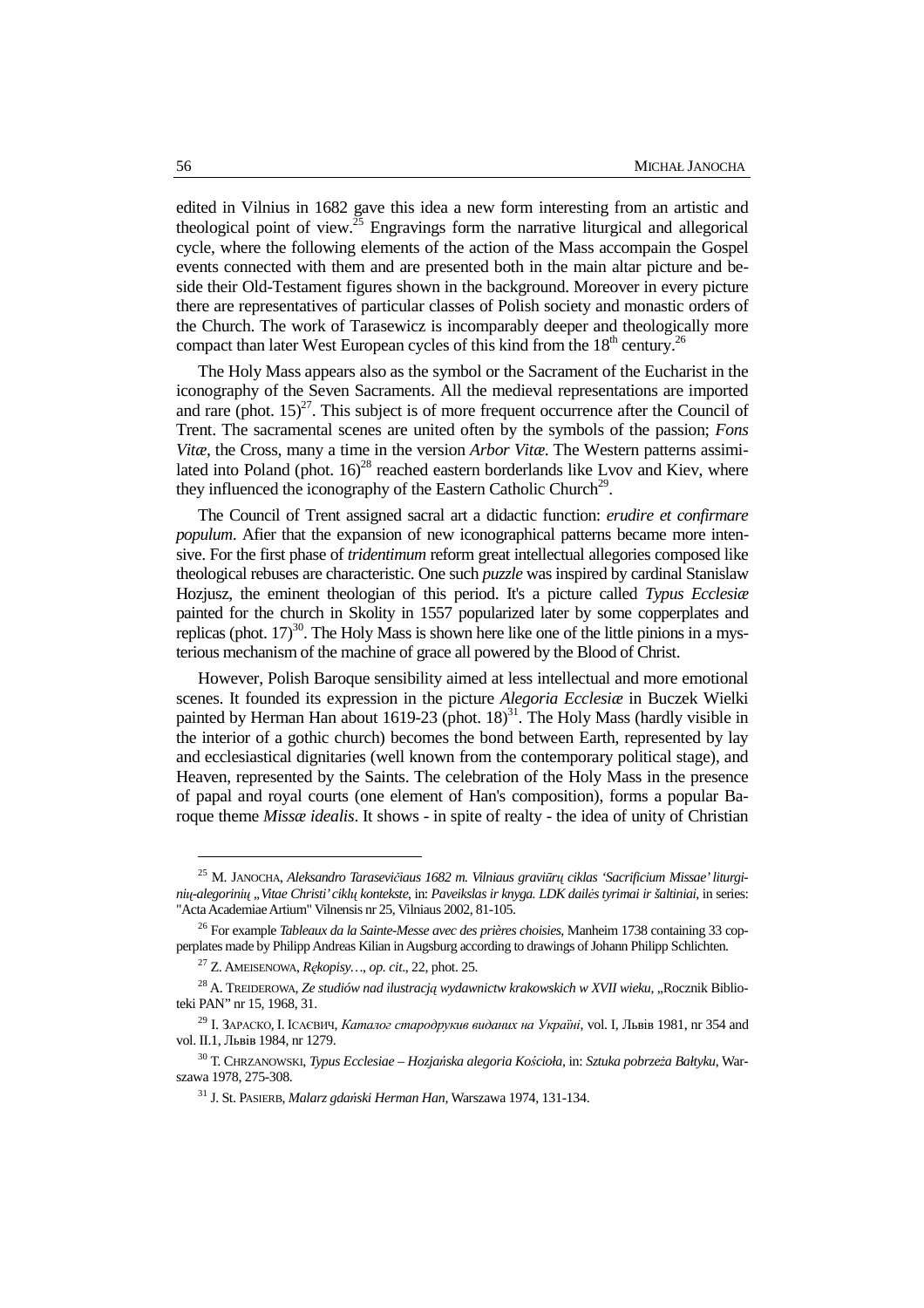edited in Vilnius in 1682 gave this idea a new form interesting from an artistic and theological point of view.[25] Engravings form the narrative liturgical and allegorical cycle, where the following elements of the action of the Mass accompain the Gospel events connected with them and are presented both in the main altar picture and beside their Old-Testament figures shown in the background. Moreover in every picture there are representatives of particular classes of Polish society and monastic orders of the Church. The work of Tarasewicz is incomparably deeper and theologically more compact than later West European cycles of this kind from the 18th century.[26]

The Holy Mass appears also as the symbol or the Sacrament of the Eucharist in the iconography of the Seven Sacraments. All the medieval representations are imported and rare (phot. 15)[27]. This subject is of more frequent occurrence after the Council of Trent. The sacramental scenes are united often by the symbols of the passion; *Fons Vitæ*, the Cross, many a time in the version *Arbor Vitæ*. The Western patterns assimilated into Poland (phot. 16)[28] reached eastern borderlands like Lvov and Kiev, where they influenced the iconography of the Eastern Catholic Church[29].

The Council of Trent assigned sacral art a didactic function: *erudire et confirmare populum*. Afier that the expansion of new iconographical patterns became more intensive. For the first phase of *tridentimum* reform great intellectual allegories composed like theological rebuses are characteristic. One such *puzzle* was inspired by cardinal Stanislaw Hozjusz, the eminent theologian of this period. It's a picture called *Typus Ecclesiæ* painted for the church in Skolity in 1557 popularized later by some copperplates and replicas (phot. 17)[30]. The Holy Mass is shown here like one of the little pinions in a mysterious mechanism of the machine of grace all powered by the Blood of Christ.

However, Polish Baroque sensibility aimed at less intellectual and more emotional scenes. It founded its expression in the picture *Alegoria Ecclesiæ* in Buczek Wielki painted by Herman Han about 1619-23 (phot. 18)[31]. The Holy Mass (hardly visible in the interior of a gothic church) becomes the bond between Earth, represented by lay and ecclesiastical dignitaries (well known from the contemporary political stage), and Heaven, represented by the Saints. The celebration of the Holy Mass in the presence of papal and royal courts (one element of Han's composition), forms a popular Baroque theme *Missæ idealis*. It shows - in spite of realty - the idea of unity of Christian

---

[25] M. Janocha, *Aleksandro Tarasevičiaus 1682 m. Vilniaus graviūrų ciklas 'Sacrificium Missae' liturginių-alegorinių „Vitae Christi' ciklų kontekste*, in: *Paveikslas ir knyga. LDK dailės tyrimai ir šaltiniai*, in series: "Acta Academiae Artium" Vilnensis nr 25, Vilniaus 2002, 81-105.

[26] For example *Tableaux da la Sainte-Messe avec des prières choisies*, Manheim 1738 containing 33 copperplates made by Philipp Andreas Kilian in Augsburg according to drawings of Johann Philipp Schlichten.

[27] Z. Ameisenowa, *Rękopisy…*, *op. cit*., 22, phot. 25.

[28] A. Treiderowa, *Ze studiów nad ilustracją wydawnictw krakowskich w XVII wieku*, „Rocznik Biblioteki PAN" nr 15, 1968, 31.

[29] I. Зарacко, I. Ісаєвич, *Каталог стародрукив виданих на Україні*, vol. I, Львів 1981, nr 354 and vol. II.1, Львів 1984, nr 1279.

[30] T. Chrzanowski, *Typus Ecclesiae – Hozjańska alegoria Kościoła*, in: *Sztuka pobrzeża Bałtyku*, Warszawa 1978, 275-308.

[31] J. St. Pasierb, *Malarz gdański Herman Han*, Warszawa 1974, 131-134.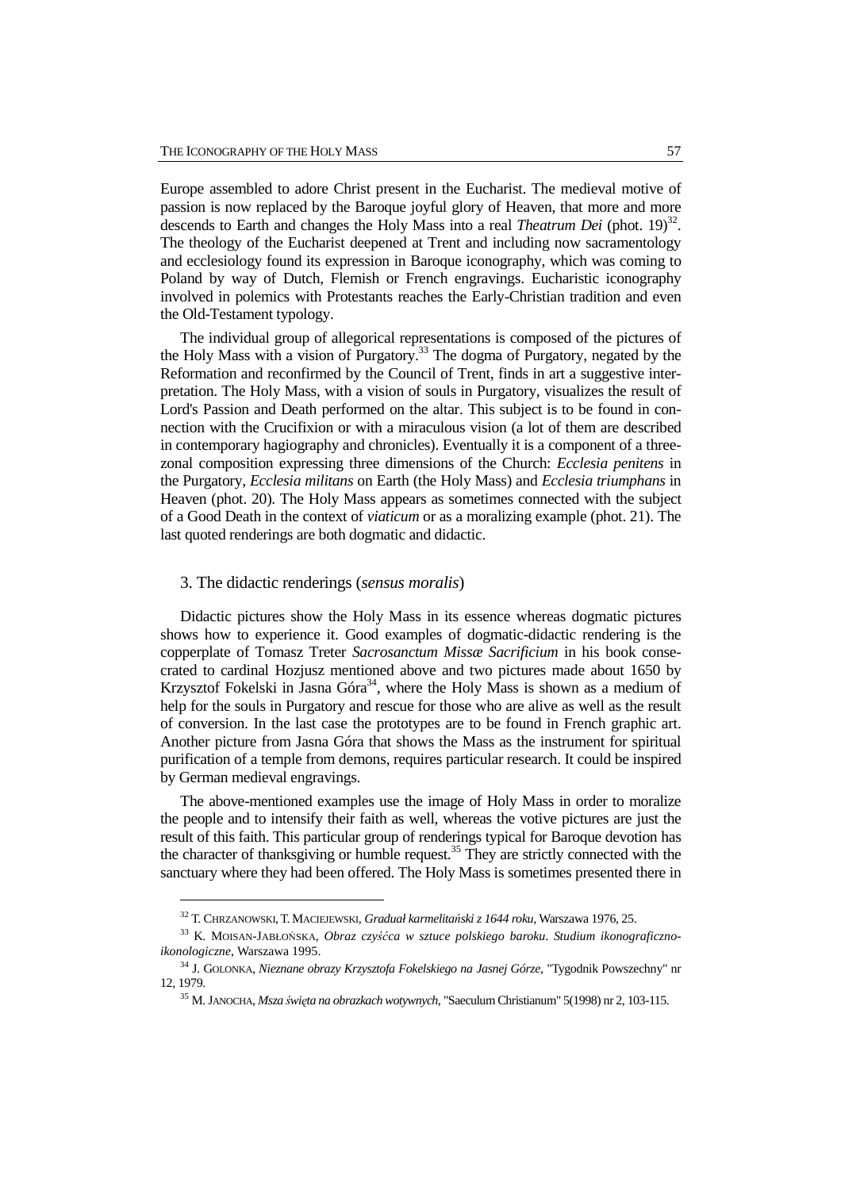Europe assembled to adore Christ present in the Eucharist. The medieval motive of passion is now replaced by the Baroque joyful glory of Heaven, that more and more descends to Earth and changes the Holy Mass into a real *Theatrum Dei* (phot. 19)[32]. The theology of the Eucharist deepened at Trent and including now sacramentology and ecclesiology found its expression in Baroque iconography, which was coming to Poland by way of Dutch, Flemish or French engravings. Eucharistic iconography involved in polemics with Protestants reaches the Early-Christian tradition and even the Old-Testament typology.

The individual group of allegorical representations is composed of the pictures of the Holy Mass with a vision of Purgatory.[33] The dogma of Purgatory, negated by the Reformation and reconfirmed by the Council of Trent, finds in art a suggestive interpretation. The Holy Mass, with a vision of souls in Purgatory, visualizes the result of Lord's Passion and Death performed on the altar. This subject is to be found in connection with the Crucifixion or with a miraculous vision (a lot of them are described in contemporary hagiography and chronicles). Eventually it is a component of a three-zonal composition expressing three dimensions of the Church: *Ecclesia penitens* in the Purgatory, *Ecclesia militans* on Earth (the Holy Mass) and *Ecclesia triumphans* in Heaven (phot. 20). The Holy Mass appears as sometimes connected with the subject of a Good Death in the context of *viaticum* or as a moralizing example (phot. 21). The last quoted renderings are both dogmatic and didactic.

### 3. The didactic renderings (*sensus moralis*)

Didactic pictures show the Holy Mass in its essence whereas dogmatic pictures shows how to experience it. Good examples of dogmatic-didactic rendering is the copperplate of Tomasz Treter *Sacrosanctum Missæ Sacrificium* in his book consecrated to cardinal Hozjusz mentioned above and two pictures made about 1650 by Krzysztof Fokelski in Jasna Góra[34], where the Holy Mass is shown as a medium of help for the souls in Purgatory and rescue for those who are alive as well as the result of conversion. In the last case the prototypes are to be found in French graphic art. Another picture from Jasna Góra that shows the Mass as the instrument for spiritual purification of a temple from demons, requires particular research. It could be inspired by German medieval engravings.

The above-mentioned examples use the image of Holy Mass in order to moralize the people and to intensify their faith as well, whereas the votive pictures are just the result of this faith. This particular group of renderings typical for Baroque devotion has the character of thanksgiving or humble request.[35] They are strictly connected with the sanctuary where they had been offered. The Holy Mass is sometimes presented there in

---

[32] T. Chrzanowski, T. Maciejewski, *Graduał karmelitański z 1644 roku*, Warszawa 1976, 25.

[33] K. Moisan-Jabłońska, *Obraz czyśćca w sztuce polskiego baroku. Studium ikonograficzno-ikonologiczne*, Warszawa 1995.

[34] J. Golonka, *Nieznane obrazy Krzysztofa Fokelskiego na Jasnej Górze*, "Tygodnik Powszechny" nr 12, 1979.

[35] M. Janocha, *Msza święta na obrazkach wotywnych*, "Saeculum Christianum" 5(1998) nr 2, 103-115.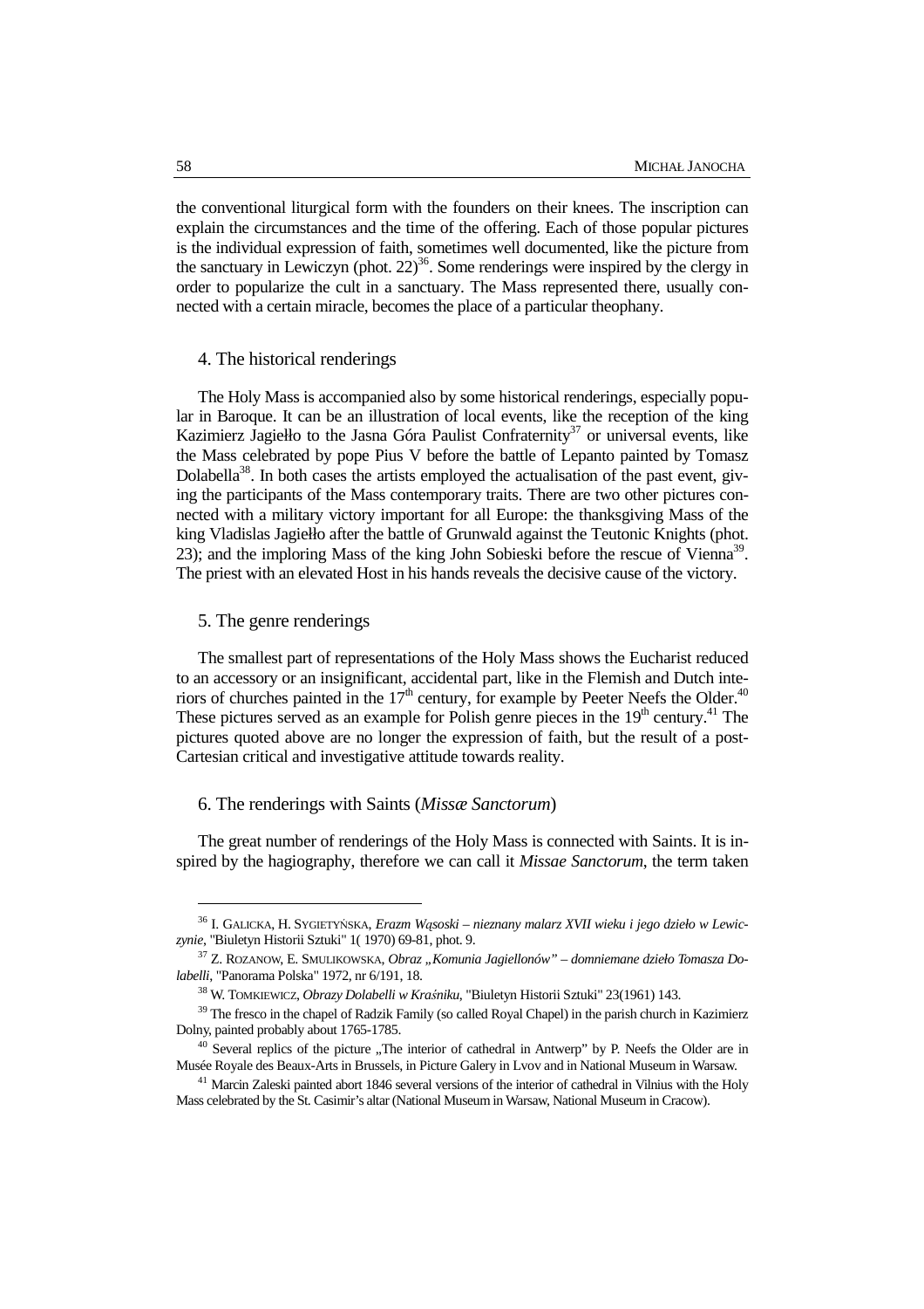the conventional liturgical form with the founders on their knees. The inscription can explain the circumstances and the time of the offering. Each of those popular pictures is the individual expression of faith, sometimes well documented, like the picture from the sanctuary in Lewiczyn (phot. 22)[36]. Some renderings were inspired by the clergy in order to popularize the cult in a sanctuary. The Mass represented there, usually connected with a certain miracle, becomes the place of a particular theophany.

## 4. The historical renderings

The Holy Mass is accompanied also by some historical renderings, especially popular in Baroque. It can be an illustration of local events, like the reception of the king Kazimierz Jagiełło to the Jasna Góra Paulist Confraternity[37] or universal events, like the Mass celebrated by pope Pius V before the battle of Lepanto painted by Tomasz Dolabella[38]. In both cases the artists employed the actualisation of the past event, giving the participants of the Mass contemporary traits. There are two other pictures connected with a military victory important for all Europe: the thanksgiving Mass of the king Vladislas Jagiełło after the battle of Grunwald against the Teutonic Knights (phot. 23); and the imploring Mass of the king John Sobieski before the rescue of Vienna[39]. The priest with an elevated Host in his hands reveals the decisive cause of the victory.

## 5. The genre renderings

The smallest part of representations of the Holy Mass shows the Eucharist reduced to an accessory or an insignificant, accidental part, like in the Flemish and Dutch interiors of churches painted in the 17th century, for example by Peeter Neefs the Older.[40] These pictures served as an example for Polish genre pieces in the 19th century.[41] The pictures quoted above are no longer the expression of faith, but the result of a post-Cartesian critical and investigative attitude towards reality.

## 6. The renderings with Saints (*Missæ Sanctorum*)

The great number of renderings of the Holy Mass is connected with Saints. It is inspired by the hagiography, therefore we can call it *Missae Sanctorum*, the term taken

---

[36] I. Galicka, H. Sygietyńska, *Erazm Wąsoski – nieznany malarz XVII wieku i jego dzieło w Lewiczynie*, "Biuletyn Historii Sztuki" 1( 1970) 69-81, phot. 9.

[37] Z. Rozanow, E. Smulikowska, *Obraz „Komunia Jagiellonów" – domniemane dzieło Tomasza Dolabelli*, "Panorama Polska" 1972, nr 6/191, 18.

[38] W. Tomkiewicz, *Obrazy Dolabelli w Kraśniku*, "Biuletyn Historii Sztuki" 23(1961) 143.

[39] The fresco in the chapel of Radzik Family (so called Royal Chapel) in the parish church in Kazimierz Dolny, painted probably about 1765-1785.

[40] Several replics of the picture „The interior of cathedral in Antwerp" by P. Neefs the Older are in Musée Royale des Beaux-Arts in Brussels, in Picture Galery in Lvov and in National Museum in Warsaw.

[41] Marcin Zaleski painted abort 1846 several versions of the interior of cathedral in Vilnius with the Holy Mass celebrated by the St. Casimir's altar (National Museum in Warsaw, National Museum in Cracow).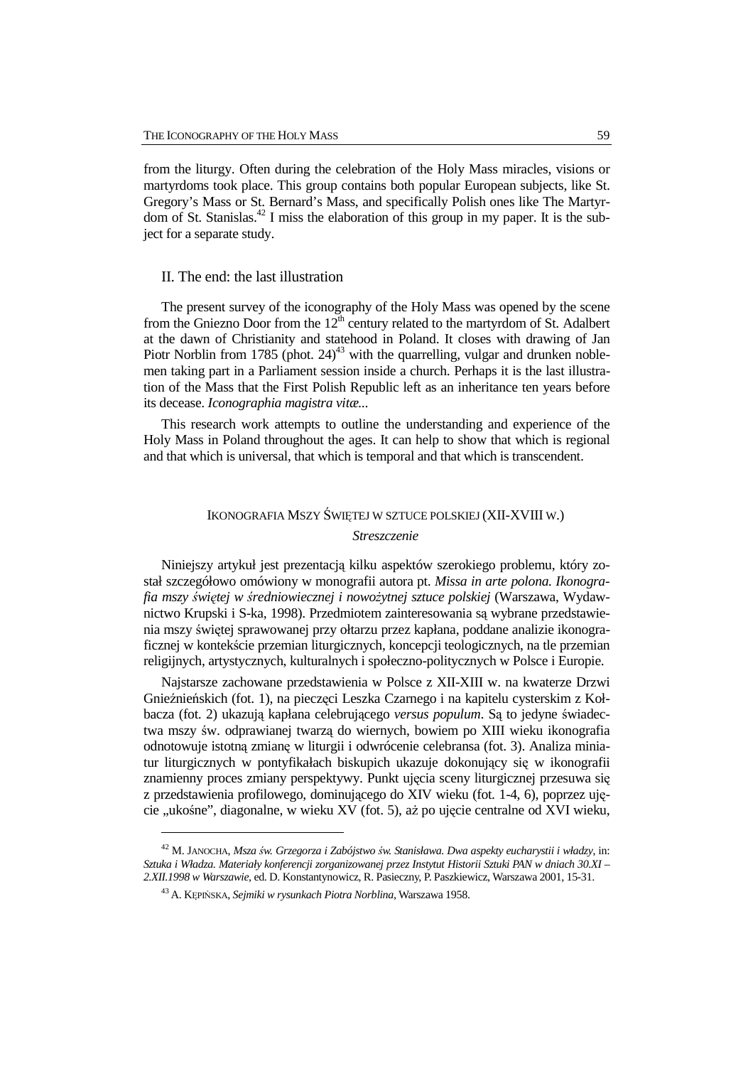from the liturgy. Often during the celebration of the Holy Mass miracles, visions or martyrdoms took place. This group contains both popular European subjects, like St. Gregory's Mass or St. Bernard's Mass, and specifically Polish ones like The Martyrdom of St. Stanislas.[42] I miss the elaboration of this group in my paper. It is the subject for a separate study.

## II. The end: the last illustration

The present survey of the iconography of the Holy Mass was opened by the scene from the Gniezno Door from the 12[th] century related to the martyrdom of St. Adalbert at the dawn of Christianity and statehood in Poland. It closes with drawing of Jan Piotr Norblin from 1785 (phot. 24)[43] with the quarrelling, vulgar and drunken noblemen taking part in a Parliament session inside a church. Perhaps it is the last illustration of the Mass that the First Polish Republic left as an inheritance ten years before its decease. *Iconographia magistra vitæ...*

This research work attempts to outline the understanding and experience of the Holy Mass in Poland throughout the ages. It can help to show that which is regional and that which is universal, that which is temporal and that which is transcendent.

## IKONOGRAFIA MSZY ŚWIĘTEJ W SZTUCE POLSKIEJ (XII-XVIII W.)

*Streszczenie*

Niniejszy artykuł jest prezentacją kilku aspektów szerokiego problemu, który został szczegółowo omówiony w monografii autora pt. *Missa in arte polona. Ikonografia mszy świętej w średniowiecznej i nowożytnej sztuce polskiej* (Warszawa, Wydawnictwo Krupski i S-ka, 1998). Przedmiotem zainteresowania są wybrane przedstawienia mszy świętej sprawowanej przy ołtarzu przez kapłana, poddane analizie ikonograficznej w kontekście przemian liturgicznych, koncepcji teologicznych, na tle przemian religijnych, artystycznych, kulturalnych i społeczno-politycznych w Polsce i Europie.

Najstarsze zachowane przedstawienia w Polsce z XII-XIII w. na kwaterze Drzwi Gnieźnieńskich (fot. 1), na pieczęci Leszka Czarnego i na kapitelu cysterskim z Kołbacza (fot. 2) ukazują kapłana celebrującego *versus populum*. Są to jedyne świadectwa mszy św. odprawianej twarzą do wiernych, bowiem po XIII wieku ikonografia odnotowuje istotną zmianę w liturgii i odwrócenie celebransa (fot. 3). Analiza miniatur liturgicznych w pontyfikałach biskupich ukazuje dokonujący się w ikonografii znamienny proces zmiany perspektywy. Punkt ujęcia sceny liturgicznej przesuwa się z przedstawienia profilowego, dominującego do XIV wieku (fot. 1-4, 6), poprzez ujęcie „ukośne", diagonalne, w wieku XV (fot. 5), aż po ujęcie centralne od XVI wieku,

---

[42] M. JANOCHA, *Msza św. Grzegorza i Zabójstwo św. Stanisława. Dwa aspekty eucharystii i władzy*, in: *Sztuka i Władza. Materiały konferencji zorganizowanej przez Instytut Historii Sztuki PAN w dniach 30.XI – 2.XII.1998 w Warszawie*, ed. D. Konstantynowicz, R. Pasieczny, P. Paszkiewicz, Warszawa 2001, 15-31.

[43] A. KĘPIŃSKA, *Sejmiki w rysunkach Piotra Norblina*, Warszawa 1958.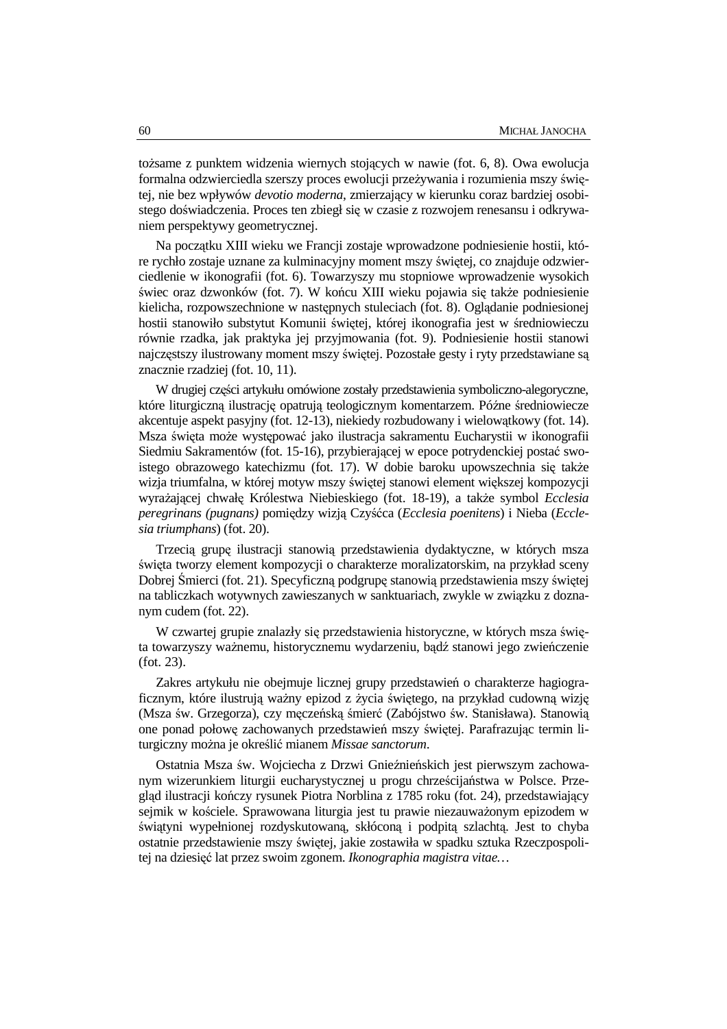tożsame z punktem widzenia wiernych stojących w nawie (fot. 6, 8). Owa ewolucja formalna odzwierciedla szerszy proces ewolucji przeżywania i rozumienia mszy świętej, nie bez wpływów *devotio moderna*, zmierzający w kierunku coraz bardziej osobistego doświadczenia. Proces ten zbiegł się w czasie z rozwojem renesansu i odkrywaniem perspektywy geometrycznej.

Na początku XIII wieku we Francji zostaje wprowadzone podniesienie hostii, które rychło zostaje uznane za kulminacyjny moment mszy świętej, co znajduje odzwierciedlenie w ikonografii (fot. 6). Towarzyszy mu stopniowe wprowadzenie wysokich świec oraz dzwonków (fot. 7). W końcu XIII wieku pojawia się także podniesienie kielicha, rozpowszechnione w następnych stuleciach (fot. 8). Oglądanie podniesionej hostii stanowiło substytut Komunii świętej, której ikonografia jest w średniowieczu równie rzadka, jak praktyka jej przyjmowania (fot. 9). Podniesienie hostii stanowi najczęstszy ilustrowany moment mszy świętej. Pozostałe gesty i ryty przedstawiane są znacznie rzadziej (fot. 10, 11).

W drugiej części artykułu omówione zostały przedstawienia symboliczno-alegoryczne, które liturgiczną ilustrację opatrują teologicznym komentarzem. Późne średniowiecze akcentuje aspekt pasyjny (fot. 12-13), niekiedy rozbudowany i wielowątkowy (fot. 14). Msza święta może występować jako ilustracja sakramentu Eucharystii w ikonografii Siedmiu Sakramentów (fot. 15-16), przybierającej w epoce potrydenckiej postać swoistego obrazowego katechizmu (fot. 17). W dobie baroku upowszechnia się także wizja triumfalna, w której motyw mszy świętej stanowi element większej kompozycji wyrażającej chwałę Królestwa Niebieskiego (fot. 18-19), a także symbol *Ecclesia peregrinans (pugnans)* pomiędzy wizją Czyśćca (*Ecclesia poenitens*) i Nieba (*Ecclesia triumphans*) (fot. 20).

Trzecią grupę ilustracji stanowią przedstawienia dydaktyczne, w których msza święta tworzy element kompozycji o charakterze moralizatorskim, na przykład sceny Dobrej Śmierci (fot. 21). Specyficzną podgrupę stanowią przedstawienia mszy świętej na tabliczkach wotywnych zawieszanych w sanktuariach, zwykle w związku z doznanym cudem (fot. 22).

W czwartej grupie znalazły się przedstawienia historyczne, w których msza święta towarzyszy ważnemu, historycznemu wydarzeniu, bądź stanowi jego zwieńczenie (fot. 23).

Zakres artykułu nie obejmuje licznej grupy przedstawień o charakterze hagiograficznym, które ilustrują ważny epizod z życia świętego, na przykład cudowną wizję (Msza św. Grzegorza), czy męczeńską śmierć (Zabójstwo św. Stanisława). Stanowią one ponad połowę zachowanych przedstawień mszy świętej. Parafrazując termin liturgiczny można je określić mianem *Missae sanctorum*.

Ostatnia Msza św. Wojciecha z Drzwi Gnieźnieńskich jest pierwszym zachowanym wizerunkiem liturgii eucharystycznej u progu chrześcijaństwa w Polsce. Przegląd ilustracji kończy rysunek Piotra Norblina z 1785 roku (fot. 24), przedstawiający sejmik w kościele. Sprawowana liturgia jest tu prawie niezauważonym epizodem w świątyni wypełnionej rozdyskutowaną, skłóconą i podpitą szlachtą. Jest to chyba ostatnie przedstawienie mszy świętej, jakie zostawiła w spadku sztuka Rzeczypospolitej na dziesięć lat przez swoim zgonem. *Ikonographia magistra vitae…*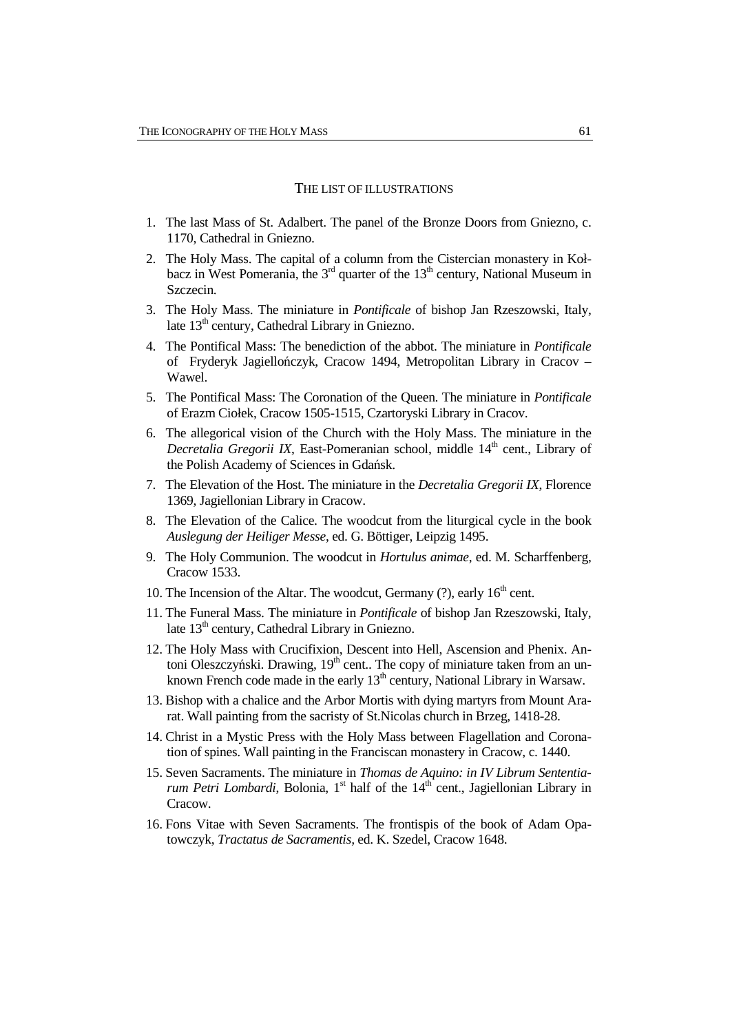## THE LIST OF ILLUSTRATIONS

1. The last Mass of St. Adalbert. The panel of the Bronze Doors from Gniezno, c. 1170, Cathedral in Gniezno.
2. The Holy Mass. The capital of a column from the Cistercian monastery in Kołbacz in West Pomerania, the 3rd quarter of the 13th century, National Museum in Szczecin.
3. The Holy Mass. The miniature in *Pontificale* of bishop Jan Rzeszowski, Italy, late 13th century, Cathedral Library in Gniezno.
4. The Pontifical Mass: The benediction of the abbot. The miniature in *Pontificale* of Fryderyk Jagiellończyk, Cracow 1494, Metropolitan Library in Cracov – Wawel.
5. The Pontifical Mass: The Coronation of the Queen. The miniature in *Pontificale* of Erazm Ciołek, Cracow 1505-1515, Czartoryski Library in Cracov.
6. The allegorical vision of the Church with the Holy Mass. The miniature in the *Decretalia Gregorii IX*, East-Pomeranian school, middle 14th cent., Library of the Polish Academy of Sciences in Gdańsk.
7. The Elevation of the Host. The miniature in the *Decretalia Gregorii IX*, Florence 1369, Jagiellonian Library in Cracow.
8. The Elevation of the Calice. The woodcut from the liturgical cycle in the book *Auslegung der Heiliger Messe*, ed. G. Böttiger, Leipzig 1495.
9. The Holy Communion. The woodcut in *Hortulus animae*, ed. M. Scharffenberg, Cracow 1533.
10. The Incension of the Altar. The woodcut, Germany (?), early 16th cent.
11. The Funeral Mass. The miniature in *Pontificale* of bishop Jan Rzeszowski, Italy, late 13th century, Cathedral Library in Gniezno.
12. The Holy Mass with Crucifixion, Descent into Hell, Ascension and Phenix. Antoni Oleszczyński. Drawing, 19th cent.. The copy of miniature taken from an unknown French code made in the early 13th century, National Library in Warsaw.
13. Bishop with a chalice and the Arbor Mortis with dying martyrs from Mount Ararat. Wall painting from the sacristy of St.Nicolas church in Brzeg, 1418-28.
14. Christ in a Mystic Press with the Holy Mass between Flagellation and Coronation of spines. Wall painting in the Franciscan monastery in Cracow, c. 1440.
15. Seven Sacraments. The miniature in *Thomas de Aquino: in IV Librum Sententiarum Petri Lombardi*, Bolonia, 1st half of the 14th cent., Jagiellonian Library in Cracow.
16. Fons Vitae with Seven Sacraments. The frontispis of the book of Adam Opatowczyk, *Tractatus de Sacramentis*, ed. K. Szedel, Cracow 1648.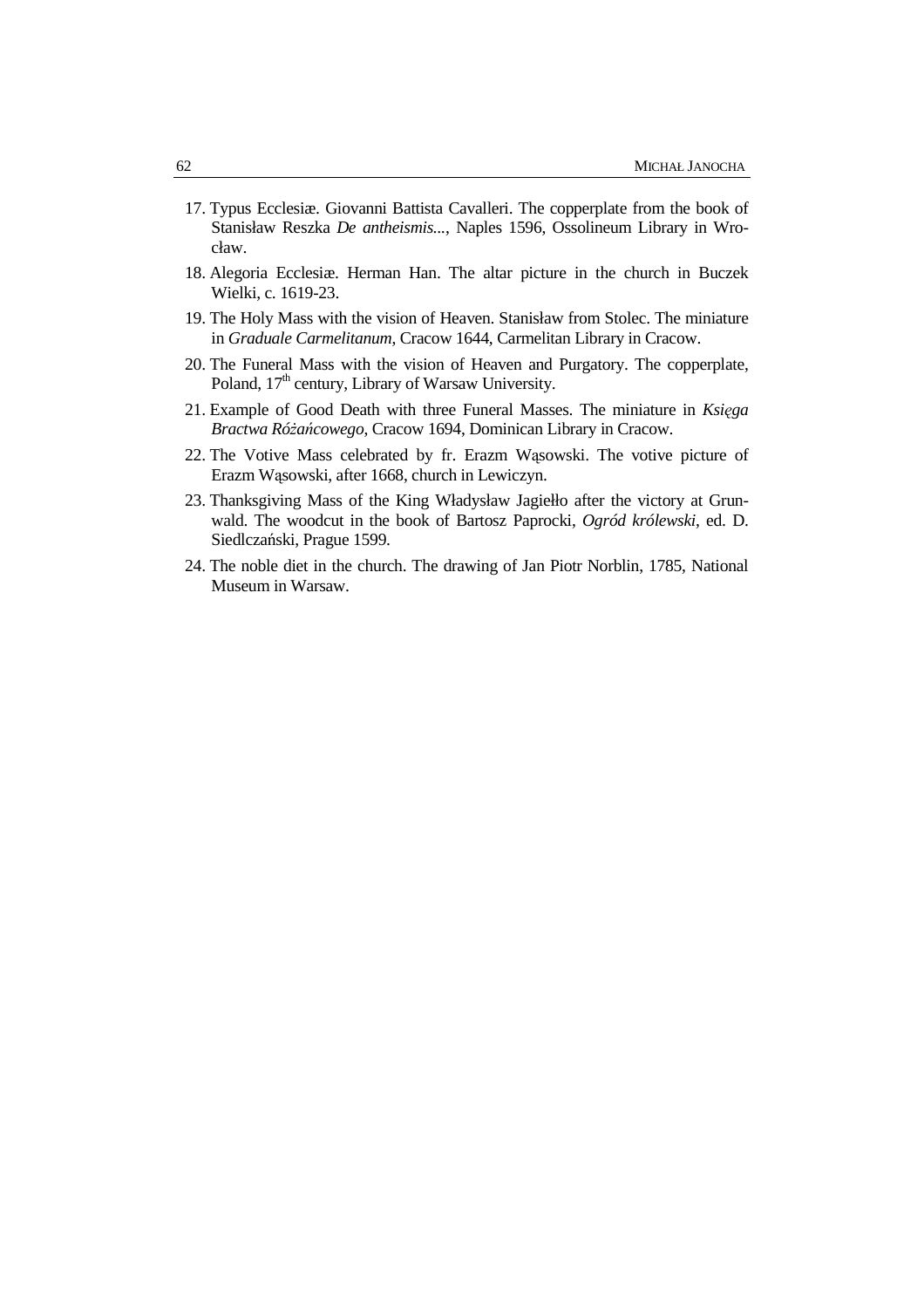17. Typus Ecclesiæ. Giovanni Battista Cavalleri. The copperplate from the book of Stanisław Reszka *De antheismis...*, Naples 1596, Ossolineum Library in Wrocław.
18. Alegoria Ecclesiæ. Herman Han. The altar picture in the church in Buczek Wielki, c. 1619-23.
19. The Holy Mass with the vision of Heaven. Stanisław from Stolec. The miniature in *Graduale Carmelitanum*, Cracow 1644, Carmelitan Library in Cracow.
20. The Funeral Mass with the vision of Heaven and Purgatory. The copperplate, Poland, 17th century, Library of Warsaw University.
21. Example of Good Death with three Funeral Masses. The miniature in *Księga Bractwa Różańcowego*, Cracow 1694, Dominican Library in Cracow.
22. The Votive Mass celebrated by fr. Erazm Wąsowski. The votive picture of Erazm Wąsowski, after 1668, church in Lewiczyn.
23. Thanksgiving Mass of the King Władysław Jagiełło after the victory at Grunwald. The woodcut in the book of Bartosz Paprocki, *Ogród królewski*, ed. D. Siedlczański, Prague 1599.
24. The noble diet in the church. The drawing of Jan Piotr Norblin, 1785, National Museum in Warsaw.